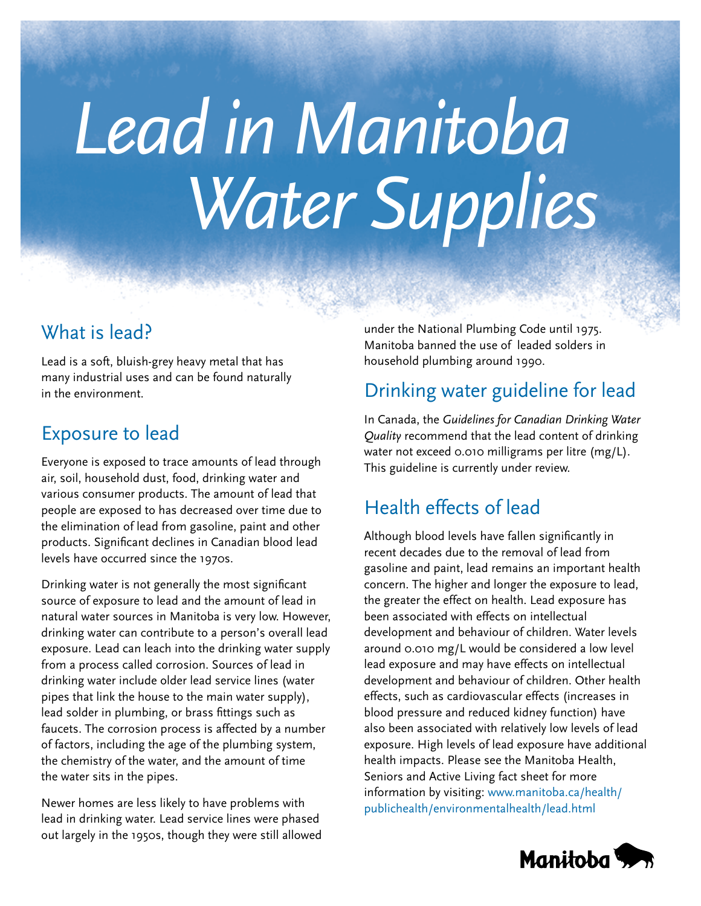# Lead in Manitoba Water Supplies

## What is lead?

Lead is a soft, bluish-grey heavy metal that has many industrial uses and can be found naturally in the environment.

## Exposure to lead

Everyone is exposed to trace amounts of lead through air, soil, household dust, food, drinking water and various consumer products. The amount of lead that people are exposed to has decreased over time due to the elimination of lead from gasoline, paint and other products. Significant declines in Canadian blood lead levels have occurred since the 1970s.

Drinking water is not generally the most significant source of exposure to lead and the amount of lead in natural water sources in Manitoba is very low. However, drinking water can contribute to a person's overall lead exposure. Lead can leach into the drinking water supply from a process called corrosion. Sources of lead in drinking water include older lead service lines (water pipes that link the house to the main water supply), lead solder in plumbing, or brass fittings such as faucets. The corrosion process is affected by a number of factors, including the age of the plumbing system, the chemistry of the water, and the amount of time the water sits in the pipes.

Newer homes are less likely to have problems with lead in drinking water. Lead service lines were phased out largely in the 1950s, though they were still allowed under the National Plumbing Code until 1975. Manitoba banned the use of leaded solders in household plumbing around 1990.

## Drinking water guideline for lead

In Canada, the *Guidelines for Canadian Drinking Water Quality* recommend that the lead content of drinking water not exceed 0.010 milligrams per litre (mg/L). This guideline is currently under review.

## Health effects of lead

Although blood levels have fallen significantly in recent decades due to the removal of lead from gasoline and paint, lead remains an important health concern. The higher and longer the exposure to lead, the greater the effect on health. Lead exposure has been associated with effects on intellectual development and behaviour of children. Water levels around 0.010 mg/L would be considered a low level lead exposure and may have effects on intellectual development and behaviour of children. Other health effects, such as cardiovascular effects (increases in blood pressure and reduced kidney function) have also been associated with relatively low levels of lead exposure. High levels of lead exposure have additional health impacts. Please see the Manitoba Health, Seniors and Active Living fact sheet for more information by visiting: www.manitoba.ca/health/publichealth/environmentalhealth/lead.html

Manitoba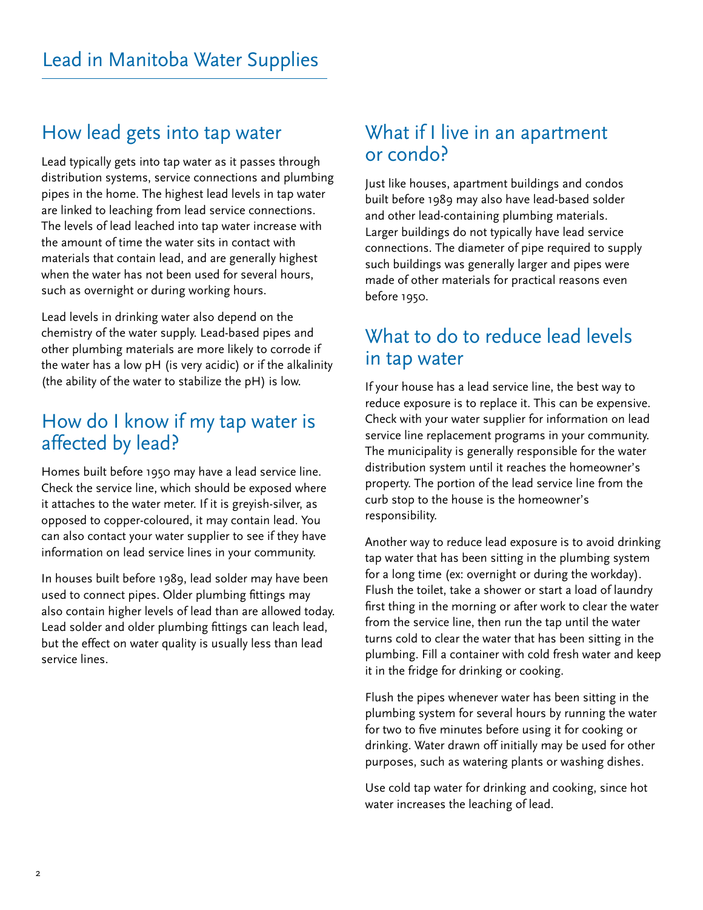# Lead in Manitoba Water Supplies

## How lead gets into tap water

Lead typically gets into tap water as it passes through distribution systems, service connections and plumbing pipes in the home. The highest lead levels in tap water are linked to leaching from lead service connections. The levels of lead leached into tap water increase with the amount of time the water sits in contact with materials that contain lead, and are generally highest when the water has not been used for several hours, such as overnight or during working hours.

Lead levels in drinking water also depend on the chemistry of the water supply. Lead-based pipes and other plumbing materials are more likely to corrode if the water has a low pH (is very acidic) or if the alkalinity (the ability of the water to stabilize the pH) is low.

## How do I know if my tap water is affected by lead?

Homes built before 1950 may have a lead service line. Check the service line, which should be exposed where it attaches to the water meter. If it is greyish-silver, as opposed to copper-coloured, it may contain lead. You can also contact your water supplier to see if they have information on lead service lines in your community.

In houses built before 1989, lead solder may have been used to connect pipes. Older plumbing fittings may also contain higher levels of lead than are allowed today. Lead solder and older plumbing fittings can leach lead, but the effect on water quality is usually less than lead service lines.

## What if I live in an apartment or condo?

Just like houses, apartment buildings and condos built before 1989 may also have lead-based solder and other lead-containing plumbing materials. Larger buildings do not typically have lead service connections. The diameter of pipe required to supply such buildings was generally larger and pipes were made of other materials for practical reasons even before 1950.

## What to do to reduce lead levels in tap water

If your house has a lead service line, the best way to reduce exposure is to replace it. This can be expensive. Check with your water supplier for information on lead service line replacement programs in your community. The municipality is generally responsible for the water distribution system until it reaches the homeowner's property. The portion of the lead service line from the curb stop to the house is the homeowner's responsibility.

Another way to reduce lead exposure is to avoid drinking tap water that has been sitting in the plumbing system for a long time (ex: overnight or during the workday). Flush the toilet, take a shower or start a load of laundry first thing in the morning or after work to clear the water from the service line, then run the tap until the water turns cold to clear the water that has been sitting in the plumbing. Fill a container with cold fresh water and keep it in the fridge for drinking or cooking.

Flush the pipes whenever water has been sitting in the plumbing system for several hours by running the water for two to five minutes before using it for cooking or drinking. Water drawn off initially may be used for other purposes, such as watering plants or washing dishes.

Use cold tap water for drinking and cooking, since hot water increases the leaching of lead.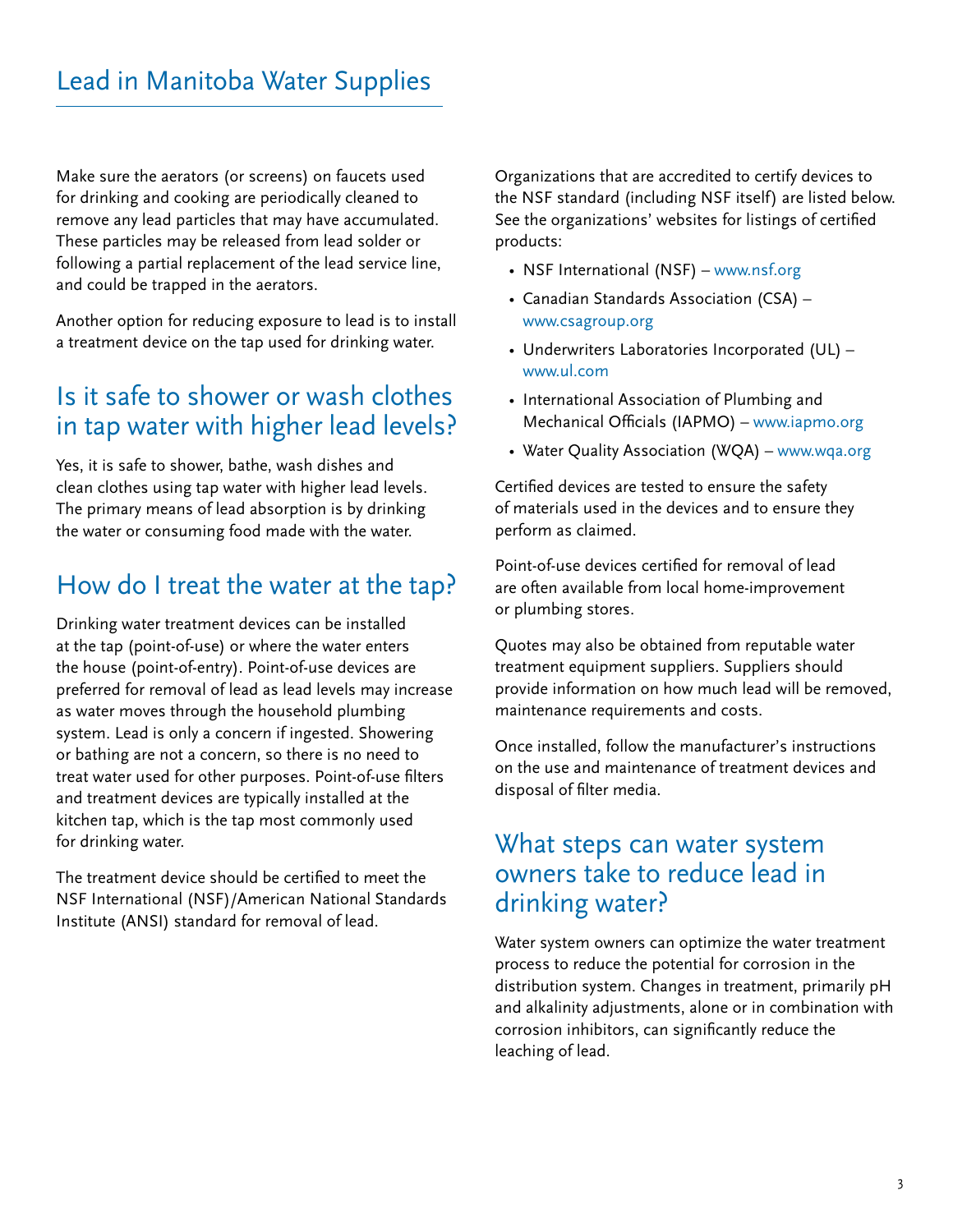Make sure the aerators (or screens) on faucets used for drinking and cooking are periodically cleaned to remove any lead particles that may have accumulated. These particles may be released from lead solder or following a partial replacement of the lead service line, and could be trapped in the aerators.

Another option for reducing exposure to lead is to install a treatment device on the tap used for drinking water.

## Is it safe to shower or wash clothes in tap water with higher lead levels?

Yes, it is safe to shower, bathe, wash dishes and clean clothes using tap water with higher lead levels. The primary means of lead absorption is by drinking the water or consuming food made with the water.

## How do I treat the water at the tap?

Drinking water treatment devices can be installed at the tap (point-of-use) or where the water enters the house (point-of-entry). Point-of-use devices are preferred for removal of lead as lead levels may increase as water moves through the household plumbing system. Lead is only a concern if ingested. Showering or bathing are not a concern, so there is no need to treat water used for other purposes. Point-of-use filters and treatment devices are typically installed at the kitchen tap, which is the tap most commonly used for drinking water.

The treatment device should be certified to meet the NSF International (NSF)/American National Standards Institute (ANSI) standard for removal of lead.

Organizations that are accredited to certify devices to the NSF standard (including NSF itself) are listed below. See the organizations' websites for listings of certified products:

- NSF International (NSF) – www.nsf.org
- Canadian Standards Association (CSA) – www.csagroup.org
- Underwriters Laboratories Incorporated (UL) – www.ul.com
- International Association of Plumbing and Mechanical Officials (IAPMO) – www.iapmo.org
- Water Quality Association (WQA) – www.wqa.org

Certified devices are tested to ensure the safety of materials used in the devices and to ensure they perform as claimed.

Point-of-use devices certified for removal of lead are often available from local home-improvement or plumbing stores.

Quotes may also be obtained from reputable water treatment equipment suppliers. Suppliers should provide information on how much lead will be removed, maintenance requirements and costs.

Once installed, follow the manufacturer's instructions on the use and maintenance of treatment devices and disposal of filter media.

## What steps can water system owners take to reduce lead in drinking water?

Water system owners can optimize the water treatment process to reduce the potential for corrosion in the distribution system. Changes in treatment, primarily pH and alkalinity adjustments, alone or in combination with corrosion inhibitors, can significantly reduce the leaching of lead.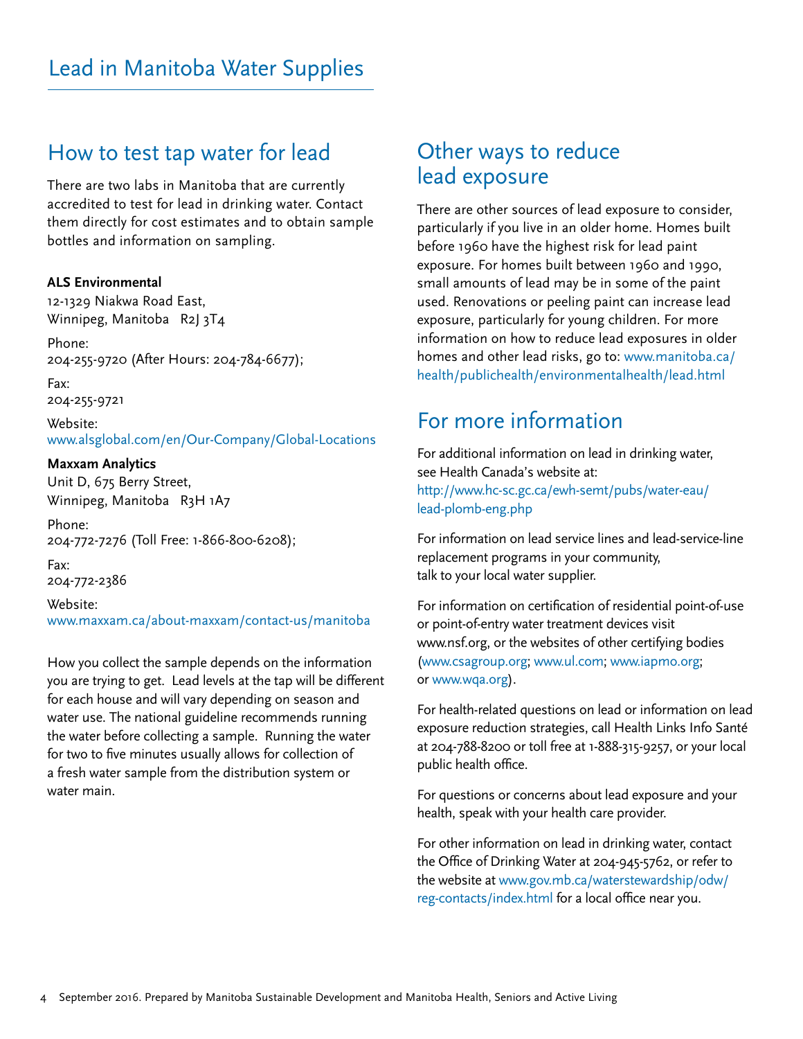# Lead in Manitoba Water Supplies

## How to test tap water for lead

There are two labs in Manitoba that are currently accredited to test for lead in drinking water. Contact them directly for cost estimates and to obtain sample bottles and information on sampling.

**ALS Environmental**
12-1329 Niakwa Road East,
Winnipeg, Manitoba R2J 3T4

Phone:
204-255-9720 (After Hours: 204-784-6677);

Fax:
204-255-9721

Website:
www.alsglobal.com/en/Our-Company/Global-Locations

**Maxxam Analytics**
Unit D, 675 Berry Street,
Winnipeg, Manitoba R3H 1A7

Phone:
204-772-7276 (Toll Free: 1-866-800-6208);

Fax:
204-772-2386

Website:
www.maxxam.ca/about-maxxam/contact-us/manitoba

How you collect the sample depends on the information you are trying to get. Lead levels at the tap will be different for each house and will vary depending on season and water use. The national guideline recommends running the water before collecting a sample. Running the water for two to five minutes usually allows for collection of a fresh water sample from the distribution system or water main.

## Other ways to reduce lead exposure

There are other sources of lead exposure to consider, particularly if you live in an older home. Homes built before 1960 have the highest risk for lead paint exposure. For homes built between 1960 and 1990, small amounts of lead may be in some of the paint used. Renovations or peeling paint can increase lead exposure, particularly for young children. For more information on how to reduce lead exposures in older homes and other lead risks, go to: www.manitoba.ca/health/publichealth/environmentalhealth/lead.html

## For more information

For additional information on lead in drinking water, see Health Canada's website at: http://www.hc-sc.gc.ca/ewh-semt/pubs/water-eau/lead-plomb-eng.php

For information on lead service lines and lead-service-line replacement programs in your community, talk to your local water supplier.

For information on certification of residential point-of-use or point-of-entry water treatment devices visit www.nsf.org, or the websites of other certifying bodies (www.csagroup.org; www.ul.com; www.iapmo.org; or www.wqa.org).

For health-related questions on lead or information on lead exposure reduction strategies, call Health Links Info Santé at 204-788-8200 or toll free at 1-888-315-9257, or your local public health office.

For questions or concerns about lead exposure and your health, speak with your health care provider.

For other information on lead in drinking water, contact the Office of Drinking Water at 204-945-5762, or refer to the website at www.gov.mb.ca/waterstewardship/odw/reg-contacts/index.html for a local office near you.

September 2016. Prepared by Manitoba Sustainable Development and Manitoba Health, Seniors and Active Living